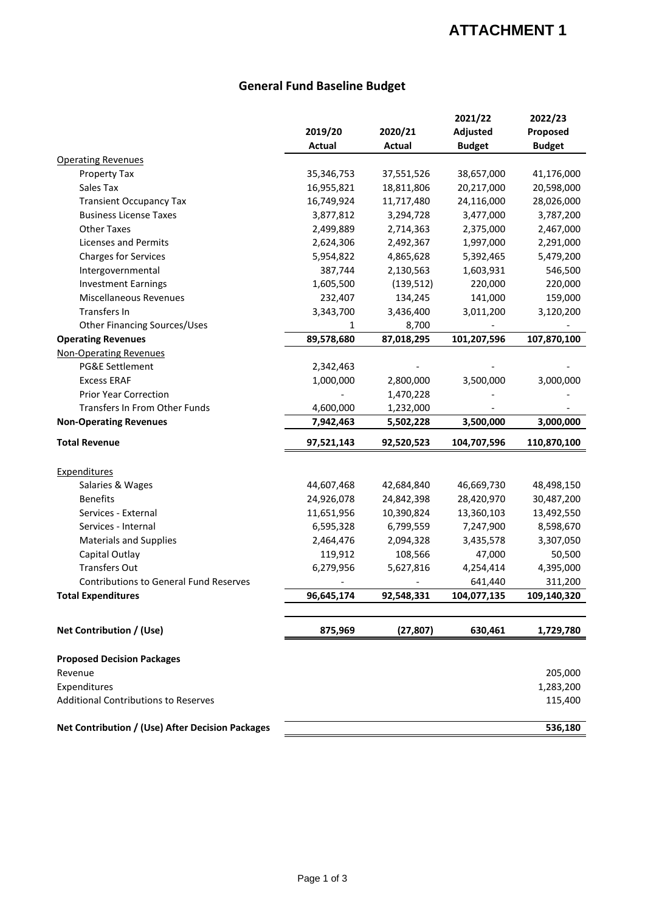# ATTACHMENT 1

## General Fund Baseline Budget

| | 2019/20 Actual | 2020/21 Actual | 2021/22 Adjusted Budget | 2022/23 Proposed Budget |
|---|---|---|---|---|
| Operating Revenues | | | | |
| Property Tax | 35,346,753 | 37,551,526 | 38,657,000 | 41,176,000 |
| Sales Tax | 16,955,821 | 18,811,806 | 20,217,000 | 20,598,000 |
| Transient Occupancy Tax | 16,749,924 | 11,717,480 | 24,116,000 | 28,026,000 |
| Business License Taxes | 3,877,812 | 3,294,728 | 3,477,000 | 3,787,200 |
| Other Taxes | 2,499,889 | 2,714,363 | 2,375,000 | 2,467,000 |
| Licenses and Permits | 2,624,306 | 2,492,367 | 1,997,000 | 2,291,000 |
| Charges for Services | 5,954,822 | 4,865,628 | 5,392,465 | 5,479,200 |
| Intergovernmental | 387,744 | 2,130,563 | 1,603,931 | 546,500 |
| Investment Earnings | 1,605,500 | (139,512) | 220,000 | 220,000 |
| Miscellaneous Revenues | 232,407 | 134,245 | 141,000 | 159,000 |
| Transfers In | 3,343,700 | 3,436,400 | 3,011,200 | 3,120,200 |
| Other Financing Sources/Uses | 1 | 8,700 | - | - |
| **Operating Revenues** | **89,578,680** | **87,018,295** | **101,207,596** | **107,870,100** |
| Non-Operating Revenues | | | | |
| PG&E Settlement | 2,342,463 | - | - | - |
| Excess ERAF | 1,000,000 | 2,800,000 | 3,500,000 | 3,000,000 |
| Prior Year Correction | - | 1,470,228 | - | - |
| Transfers In From Other Funds | 4,600,000 | 1,232,000 | - | - |
| **Non-Operating Revenues** | **7,942,463** | **5,502,228** | **3,500,000** | **3,000,000** |
| **Total Revenue** | **97,521,143** | **92,520,523** | **104,707,596** | **110,870,100** |
| Expenditures | | | | |
| Salaries & Wages | 44,607,468 | 42,684,840 | 46,669,730 | 48,498,150 |
| Benefits | 24,926,078 | 24,842,398 | 28,420,970 | 30,487,200 |
| Services - External | 11,651,956 | 10,390,824 | 13,360,103 | 13,492,550 |
| Services - Internal | 6,595,328 | 6,799,559 | 7,247,900 | 8,598,670 |
| Materials and Supplies | 2,464,476 | 2,094,328 | 3,435,578 | 3,307,050 |
| Capital Outlay | 119,912 | 108,566 | 47,000 | 50,500 |
| Transfers Out | 6,279,956 | 5,627,816 | 4,254,414 | 4,395,000 |
| Contributions to General Fund Reserves | - | - | 641,440 | 311,200 |
| **Total Expenditures** | **96,645,174** | **92,548,331** | **104,077,135** | **109,140,320** |
| **Net Contribution / (Use)** | **875,969** | **(27,807)** | **630,461** | **1,729,780** |
| **Proposed Decision Packages** | | | | |
| Revenue | | | | 205,000 |
| Expenditures | | | | 1,283,200 |
| Additional Contributions to Reserves | | | | 115,400 |
| **Net Contribution / (Use) After Decision Packages** | | | | **536,180** |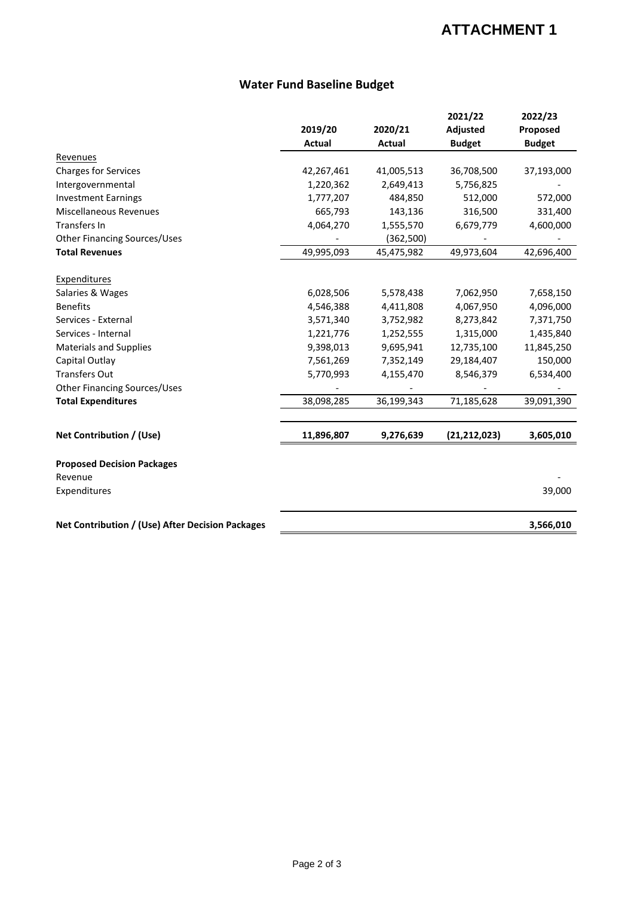# ATTACHMENT 1

## Water Fund Baseline Budget

| | 2019/20 Actual | 2020/21 Actual | 2021/22 Adjusted Budget | 2022/23 Proposed Budget |
|---|---|---|---|---|
| Revenues | | | | |
| Charges for Services | 42,267,461 | 41,005,513 | 36,708,500 | 37,193,000 |
| Intergovernmental | 1,220,362 | 2,649,413 | 5,756,825 | - |
| Investment Earnings | 1,777,207 | 484,850 | 512,000 | 572,000 |
| Miscellaneous Revenues | 665,793 | 143,136 | 316,500 | 331,400 |
| Transfers In | 4,064,270 | 1,555,570 | 6,679,779 | 4,600,000 |
| Other Financing Sources/Uses | - | (362,500) | - | - |
| **Total Revenues** | 49,995,093 | 45,475,982 | 49,973,604 | 42,696,400 |
| Expenditures | | | | |
| Salaries & Wages | 6,028,506 | 5,578,438 | 7,062,950 | 7,658,150 |
| Benefits | 4,546,388 | 4,411,808 | 4,067,950 | 4,096,000 |
| Services - External | 3,571,340 | 3,752,982 | 8,273,842 | 7,371,750 |
| Services - Internal | 1,221,776 | 1,252,555 | 1,315,000 | 1,435,840 |
| Materials and Supplies | 9,398,013 | 9,695,941 | 12,735,100 | 11,845,250 |
| Capital Outlay | 7,561,269 | 7,352,149 | 29,184,407 | 150,000 |
| Transfers Out | 5,770,993 | 4,155,470 | 8,546,379 | 6,534,400 |
| Other Financing Sources/Uses | - | - | - | - |
| **Total Expenditures** | 38,098,285 | 36,199,343 | 71,185,628 | 39,091,390 |
| **Net Contribution / (Use)** | **11,896,807** | **9,276,639** | **(21,212,023)** | **3,605,010** |
| **Proposed Decision Packages** | | | | |
| Revenue | | | | - |
| Expenditures | | | | 39,000 |
| **Net Contribution / (Use) After Decision Packages** | | | | **3,566,010** |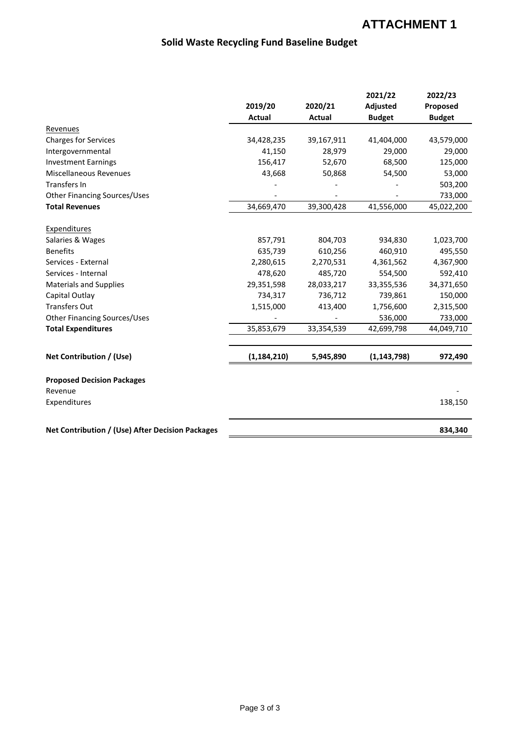# ATTACHMENT 1

## Solid Waste Recycling Fund Baseline Budget

| | 2019/20 Actual | 2020/21 Actual | 2021/22 Adjusted Budget | 2022/23 Proposed Budget |
|---|---|---|---|---|
| Revenues | | | | |
| Charges for Services | 34,428,235 | 39,167,911 | 41,404,000 | 43,579,000 |
| Intergovernmental | 41,150 | 28,979 | 29,000 | 29,000 |
| Investment Earnings | 156,417 | 52,670 | 68,500 | 125,000 |
| Miscellaneous Revenues | 43,668 | 50,868 | 54,500 | 53,000 |
| Transfers In | - | - | - | 503,200 |
| Other Financing Sources/Uses | - | - | - | 733,000 |
| **Total Revenues** | 34,669,470 | 39,300,428 | 41,556,000 | 45,022,200 |
| Expenditures | | | | |
| Salaries & Wages | 857,791 | 804,703 | 934,830 | 1,023,700 |
| Benefits | 635,739 | 610,256 | 460,910 | 495,550 |
| Services - External | 2,280,615 | 2,270,531 | 4,361,562 | 4,367,900 |
| Services - Internal | 478,620 | 485,720 | 554,500 | 592,410 |
| Materials and Supplies | 29,351,598 | 28,033,217 | 33,355,536 | 34,371,650 |
| Capital Outlay | 734,317 | 736,712 | 739,861 | 150,000 |
| Transfers Out | 1,515,000 | 413,400 | 1,756,600 | 2,315,500 |
| Other Financing Sources/Uses | - | - | 536,000 | 733,000 |
| **Total Expenditures** | 35,853,679 | 33,354,539 | 42,699,798 | 44,049,710 |
| **Net Contribution / (Use)** | **(1,184,210)** | **5,945,890** | **(1,143,798)** | **972,490** |
| **Proposed Decision Packages** | | | | |
| Revenue | | | | - |
| Expenditures | | | | 138,150 |
| **Net Contribution / (Use) After Decision Packages** | | | | **834,340** |